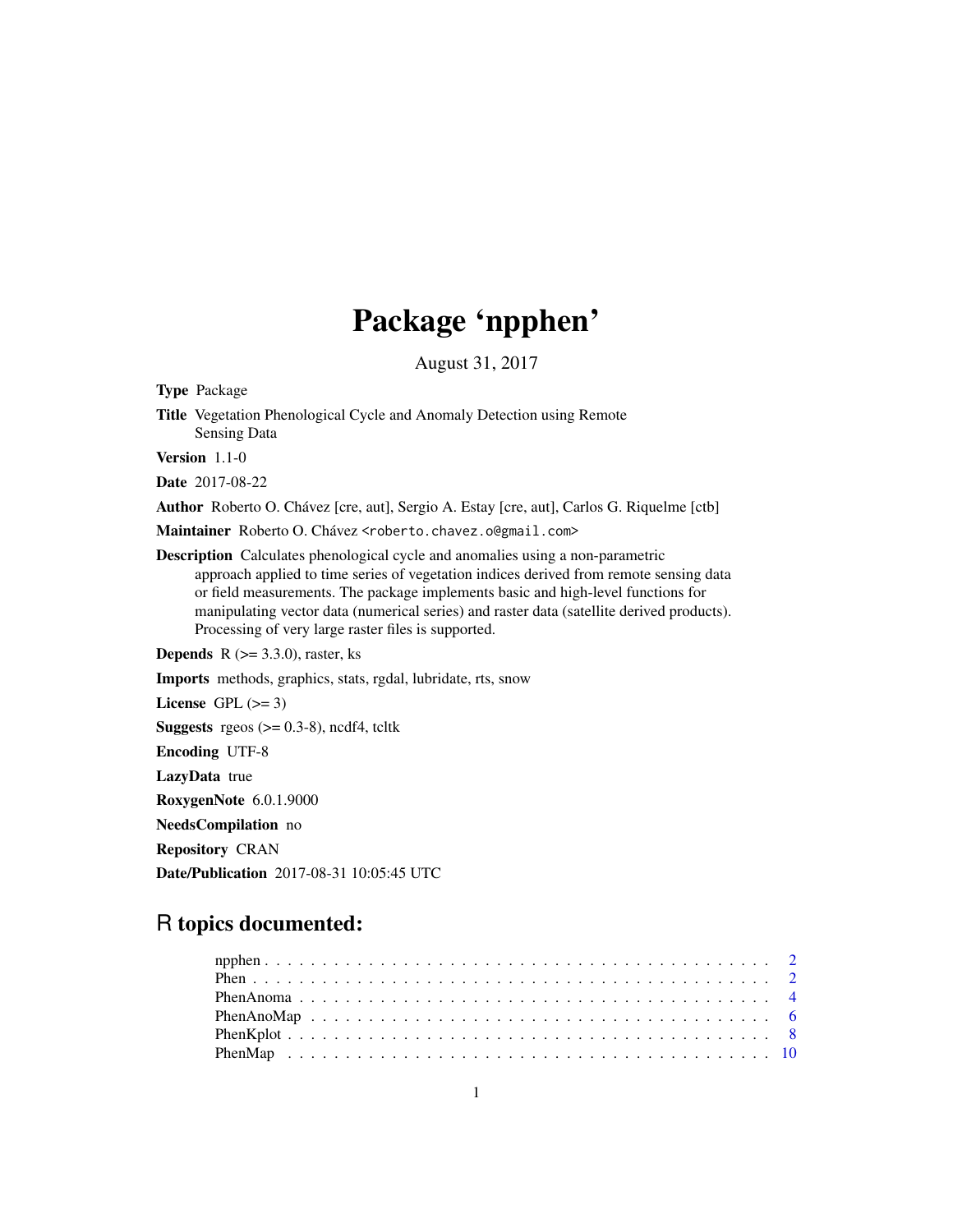# Package 'npphen'

August 31, 2017

**Type** Package

**Title** Vegetation Phenological Cycle and Anomaly Detection using Remote Sensing Data

**Version** 1.1-0

**Date** 2017-08-22

**Author** Roberto O. Chávez [cre, aut], Sergio A. Estay [cre, aut], Carlos G. Riquelme [ctb]

**Maintainer** Roberto O. Chávez <roberto.chavez.o@gmail.com>

**Description** Calculates phenological cycle and anomalies using a non-parametric approach applied to time series of vegetation indices derived from remote sensing data or field measurements. The package implements basic and high-level functions for manipulating vector data (numerical series) and raster data (satellite derived products). Processing of very large raster files is supported.

**Depends** R (>= 3.3.0), raster, ks

**Imports** methods, graphics, stats, rgdal, lubridate, rts, snow

**License** GPL (>= 3)

**Suggests** rgeos (>= 0.3-8), ncdf4, tcltk

**Encoding** UTF-8

**LazyData** true

**RoxygenNote** 6.0.1.9000

**NeedsCompilation** no

**Repository** CRAN

**Date/Publication** 2017-08-31 10:05:45 UTC

## R topics documented:

- npphen . . . . . . . . . . . . . . . . . . . . . . . . . . . . . . . . . . . . . . . . . 2
- Phen . . . . . . . . . . . . . . . . . . . . . . . . . . . . . . . . . . . . . . . . . . 2
- PhenAnoma . . . . . . . . . . . . . . . . . . . . . . . . . . . . . . . . . . . . . . 4
- PhenAnoMap . . . . . . . . . . . . . . . . . . . . . . . . . . . . . . . . . . . . . . 6
- PhenKplot . . . . . . . . . . . . . . . . . . . . . . . . . . . . . . . . . . . . . . . 8
- PhenMap . . . . . . . . . . . . . . . . . . . . . . . . . . . . . . . . . . . . . . . . 10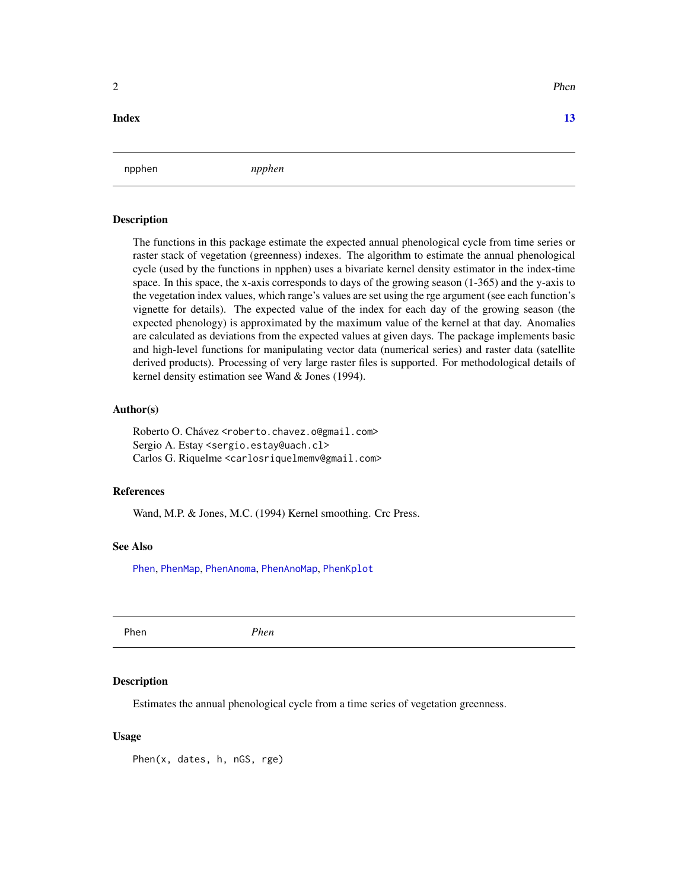**Index** **13**

## npphen *npphen*

### Description

The functions in this package estimate the expected annual phenological cycle from time series or raster stack of vegetation (greenness) indexes. The algorithm to estimate the annual phenological cycle (used by the functions in npphen) uses a bivariate kernel density estimator in the index-time space. In this space, the x-axis corresponds to days of the growing season (1-365) and the y-axis to the vegetation index values, which range's values are set using the rge argument (see each function's vignette for details). The expected value of the index for each day of the growing season (the expected phenology) is approximated by the maximum value of the kernel at that day. Anomalies are calculated as deviations from the expected values at given days. The package implements basic and high-level functions for manipulating vector data (numerical series) and raster data (satellite derived products). Processing of very large raster files is supported. For methodological details of kernel density estimation see Wand & Jones (1994).

### Author(s)

Roberto O. Chávez <roberto.chavez.o@gmail.com>
Sergio A. Estay <sergio.estay@uach.cl>
Carlos G. Riquelme <carlosriquelmemv@gmail.com>

### References

Wand, M.P. & Jones, M.C. (1994) Kernel smoothing. Crc Press.

### See Also

Phen, PhenMap, PhenAnoma, PhenAnoMap, PhenKplot

## Phen *Phen*

### Description

Estimates the annual phenological cycle from a time series of vegetation greenness.

### Usage

```
Phen(x, dates, h, nGS, rge)
```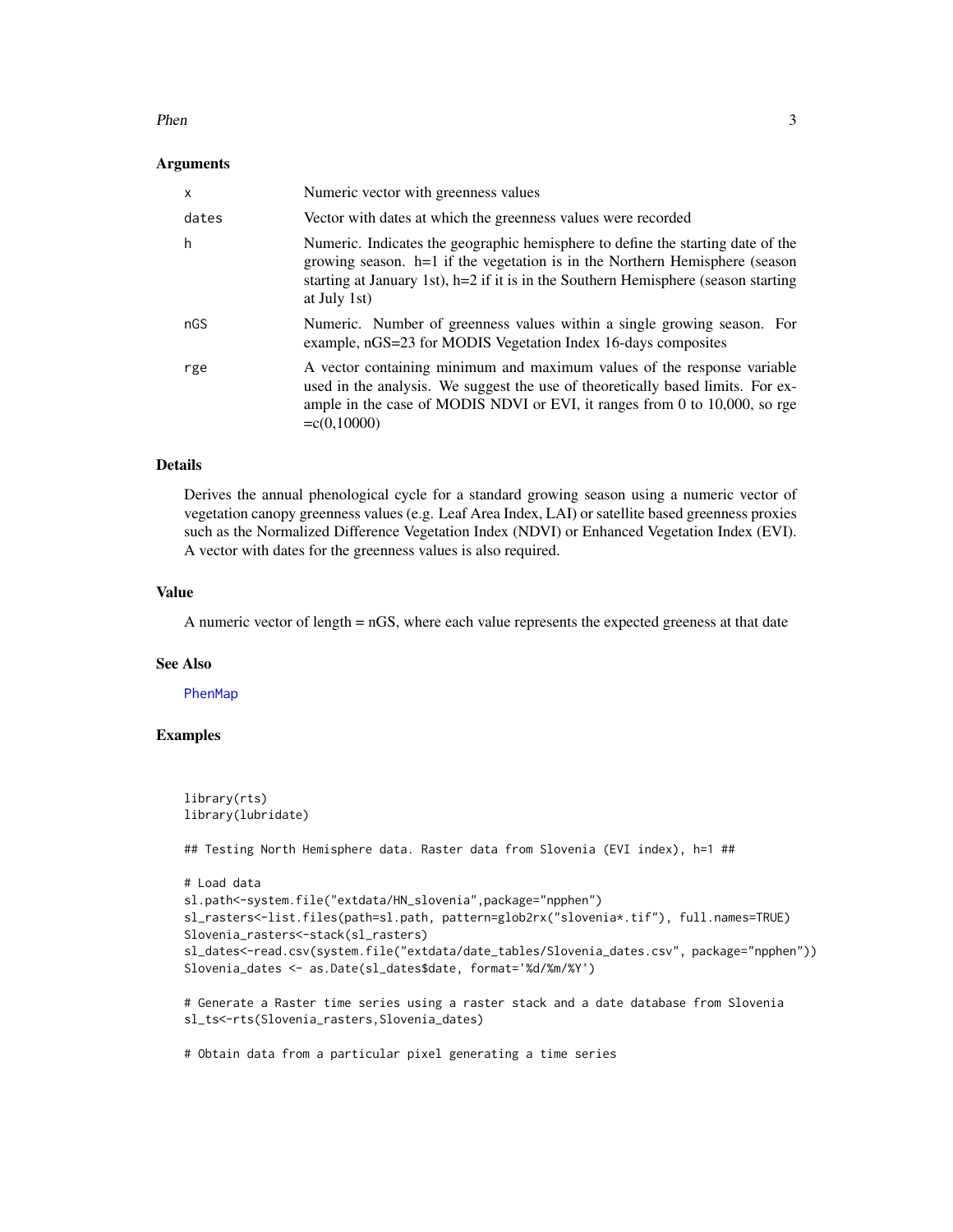### Arguments

| | |
|---|---|
| x | Numeric vector with greenness values |
| dates | Vector with dates at which the greenness values were recorded |
| h | Numeric. Indicates the geographic hemisphere to define the starting date of the growing season. h=1 if the vegetation is in the Northern Hemisphere (season starting at January 1st), h=2 if it is in the Southern Hemisphere (season starting at July 1st) |
| nGS | Numeric. Number of greenness values within a single growing season. For example, nGS=23 for MODIS Vegetation Index 16-days composites |
| rge | A vector containing minimum and maximum values of the response variable used in the analysis. We suggest the use of theoretically based limits. For example in the case of MODIS NDVI or EVI, it ranges from 0 to 10,000, so rge =c(0,10000) |

### Details

Derives the annual phenological cycle for a standard growing season using a numeric vector of vegetation canopy greenness values (e.g. Leaf Area Index, LAI) or satellite based greenness proxies such as the Normalized Difference Vegetation Index (NDVI) or Enhanced Vegetation Index (EVI). A vector with dates for the greenness values is also required.

### Value

A numeric vector of length = nGS, where each value represents the expected greeness at that date

### See Also

PhenMap

### Examples

```
library(rts)
library(lubridate)

## Testing North Hemisphere data. Raster data from Slovenia (EVI index), h=1 ##

# Load data
sl.path<-system.file("extdata/HN_slovenia",package="npphen")
sl_rasters<-list.files(path=sl.path, pattern=glob2rx("slovenia*.tif"), full.names=TRUE)
Slovenia_rasters<-stack(sl_rasters)
sl_dates<-read.csv(system.file("extdata/date_tables/Slovenia_dates.csv", package="npphen"))
Slovenia_dates <- as.Date(sl_dates$date, format='%d/%m/%Y')

# Generate a Raster time series using a raster stack and a date database from Slovenia
sl_ts<-rts(Slovenia_rasters,Slovenia_dates)

# Obtain data from a particular pixel generating a time series
```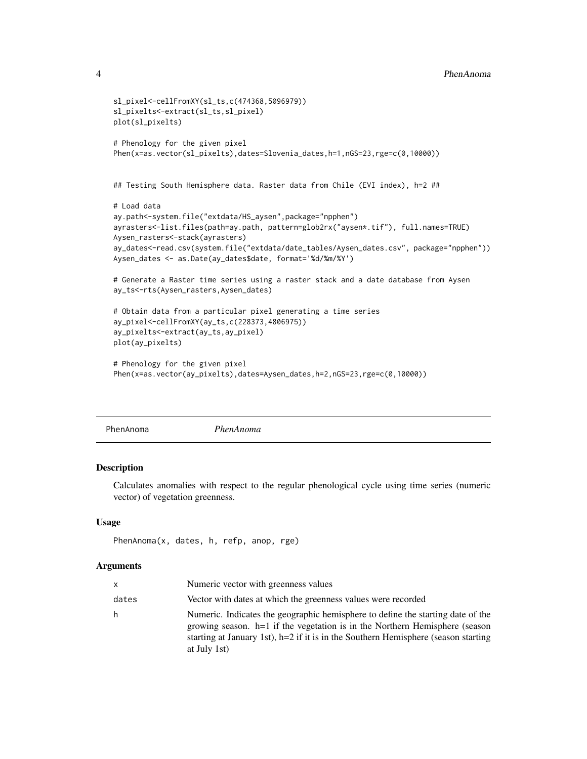```
sl_pixel<-cellFromXY(sl_ts,c(474368,5096979))
sl_pixelts<-extract(sl_ts,sl_pixel)
plot(sl_pixelts)

# Phenology for the given pixel
Phen(x=as.vector(sl_pixelts),dates=Slovenia_dates,h=1,nGS=23,rge=c(0,10000))


## Testing South Hemisphere data. Raster data from Chile (EVI index), h=2 ##

# Load data
ay.path<-system.file("extdata/HS_aysen",package="npphen")
ayrasters<-list.files(path=ay.path, pattern=glob2rx("aysen*.tif"), full.names=TRUE)
Aysen_rasters<-stack(ayrasters)
ay_dates<-read.csv(system.file("extdata/date_tables/Aysen_dates.csv", package="npphen"))
Aysen_dates <- as.Date(ay_dates$date, format='%d/%m/%Y')

# Generate a Raster time series using a raster stack and a date database from Aysen
ay_ts<-rts(Aysen_rasters,Aysen_dates)

# Obtain data from a particular pixel generating a time series
ay_pixel<-cellFromXY(ay_ts,c(228373,4806975))
ay_pixelts<-extract(ay_ts,ay_pixel)
plot(ay_pixelts)

# Phenology for the given pixel
Phen(x=as.vector(ay_pixelts),dates=Aysen_dates,h=2,nGS=23,rge=c(0,10000))
```

---

## PhenAnoma *PhenAnoma*

### Description

Calculates anomalies with respect to the regular phenological cycle using time series (numeric vector) of vegetation greenness.

### Usage

```
PhenAnoma(x, dates, h, refp, anop, rge)
```

### Arguments

| | |
|---|---|
| x | Numeric vector with greenness values |
| dates | Vector with dates at which the greenness values were recorded |
| h | Numeric. Indicates the geographic hemisphere to define the starting date of the growing season. h=1 if the vegetation is in the Northern Hemisphere (season starting at January 1st), h=2 if it is in the Southern Hemisphere (season starting at July 1st) |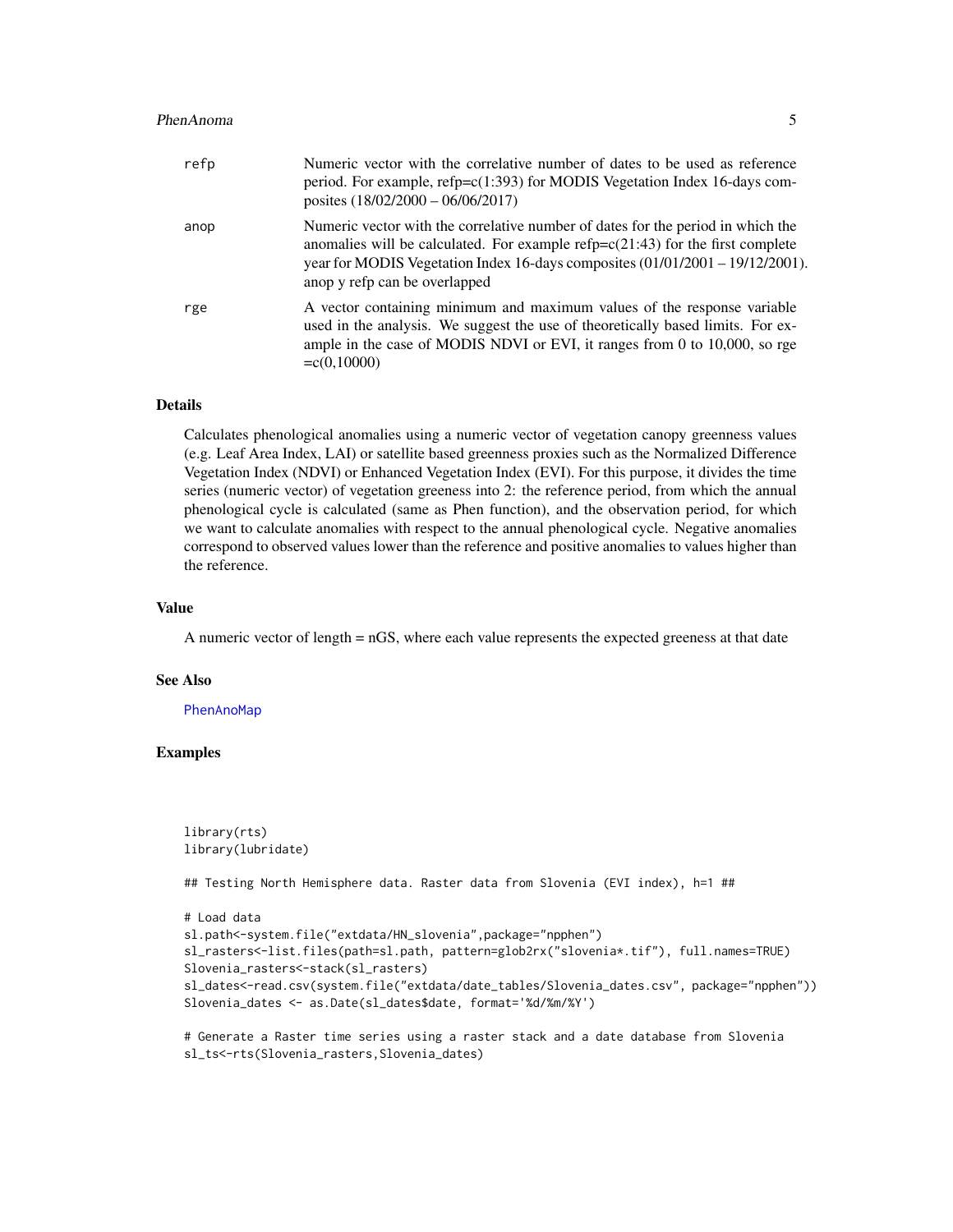| | |
|---|---|
| refp | Numeric vector with the correlative number of dates to be used as reference period. For example, refp=c(1:393) for MODIS Vegetation Index 16-days composites (18/02/2000 – 06/06/2017) |
| anop | Numeric vector with the correlative number of dates for the period in which the anomalies will be calculated. For example refp=c(21:43) for the first complete year for MODIS Vegetation Index 16-days composites (01/01/2001 – 19/12/2001). anop y refp can be overlapped |
| rge | A vector containing minimum and maximum values of the response variable used in the analysis. We suggest the use of theoretically based limits. For example in the case of MODIS NDVI or EVI, it ranges from 0 to 10,000, so rge =c(0,10000) |

## Details

Calculates phenological anomalies using a numeric vector of vegetation canopy greenness values (e.g. Leaf Area Index, LAI) or satellite based greenness proxies such as the Normalized Difference Vegetation Index (NDVI) or Enhanced Vegetation Index (EVI). For this purpose, it divides the time series (numeric vector) of vegetation greeness into 2: the reference period, from which the annual phenological cycle is calculated (same as Phen function), and the observation period, for which we want to calculate anomalies with respect to the annual phenological cycle. Negative anomalies correspond to observed values lower than the reference and positive anomalies to values higher than the reference.

## Value

A numeric vector of length = nGS, where each value represents the expected greeness at that date

## See Also

PhenAnoMap

## Examples

```
library(rts)
library(lubridate)

## Testing North Hemisphere data. Raster data from Slovenia (EVI index), h=1 ##

# Load data
sl.path<-system.file("extdata/HN_slovenia",package="npphen")
sl_rasters<-list.files(path=sl.path, pattern=glob2rx("slovenia*.tif"), full.names=TRUE)
Slovenia_rasters<-stack(sl_rasters)
sl_dates<-read.csv(system.file("extdata/date_tables/Slovenia_dates.csv", package="npphen"))
Slovenia_dates <- as.Date(sl_dates$date, format='%d/%m/%Y')

# Generate a Raster time series using a raster stack and a date database from Slovenia
sl_ts<-rts(Slovenia_rasters,Slovenia_dates)
```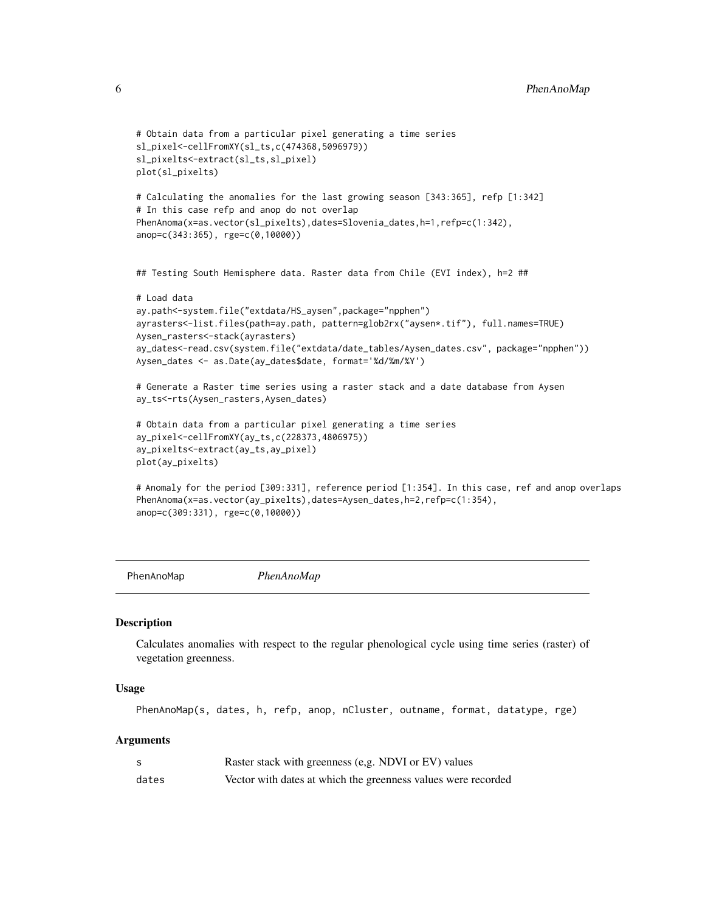```
# Obtain data from a particular pixel generating a time series
sl_pixel<-cellFromXY(sl_ts,c(474368,5096979))
sl_pixelts<-extract(sl_ts,sl_pixel)
plot(sl_pixelts)

# Calculating the anomalies for the last growing season [343:365], refp [1:342]
# In this case refp and anop do not overlap
PhenAnoma(x=as.vector(sl_pixelts),dates=Slovenia_dates,h=1,refp=c(1:342),
anop=c(343:365), rge=c(0,10000))


## Testing South Hemisphere data. Raster data from Chile (EVI index), h=2 ##

# Load data
ay.path<-system.file("extdata/HS_aysen",package="npphen")
ayrasters<-list.files(path=ay.path, pattern=glob2rx("aysen*.tif"), full.names=TRUE)
Aysen_rasters<-stack(ayrasters)
ay_dates<-read.csv(system.file("extdata/date_tables/Aysen_dates.csv", package="npphen"))
Aysen_dates <- as.Date(ay_dates$date, format='%d/%m/%Y')

# Generate a Raster time series using a raster stack and a date database from Aysen
ay_ts<-rts(Aysen_rasters,Aysen_dates)

# Obtain data from a particular pixel generating a time series
ay_pixel<-cellFromXY(ay_ts,c(228373,4806975))
ay_pixelts<-extract(ay_ts,ay_pixel)
plot(ay_pixelts)

# Anomaly for the period [309:331], reference period [1:354]. In this case, ref and anop overlaps
PhenAnoma(x=as.vector(ay_pixelts),dates=Aysen_dates,h=2,refp=c(1:354),
anop=c(309:331), rge=c(0,10000))
```

---

## PhenAnoMap — *PhenAnoMap*

### Description

Calculates anomalies with respect to the regular phenological cycle using time series (raster) of vegetation greenness.

### Usage

```
PhenAnoMap(s, dates, h, refp, anop, nCluster, outname, format, datatype, rge)
```

### Arguments

| | |
|---|---|
| s | Raster stack with greenness (e,g. NDVI or EV) values |
| dates | Vector with dates at which the greenness values were recorded |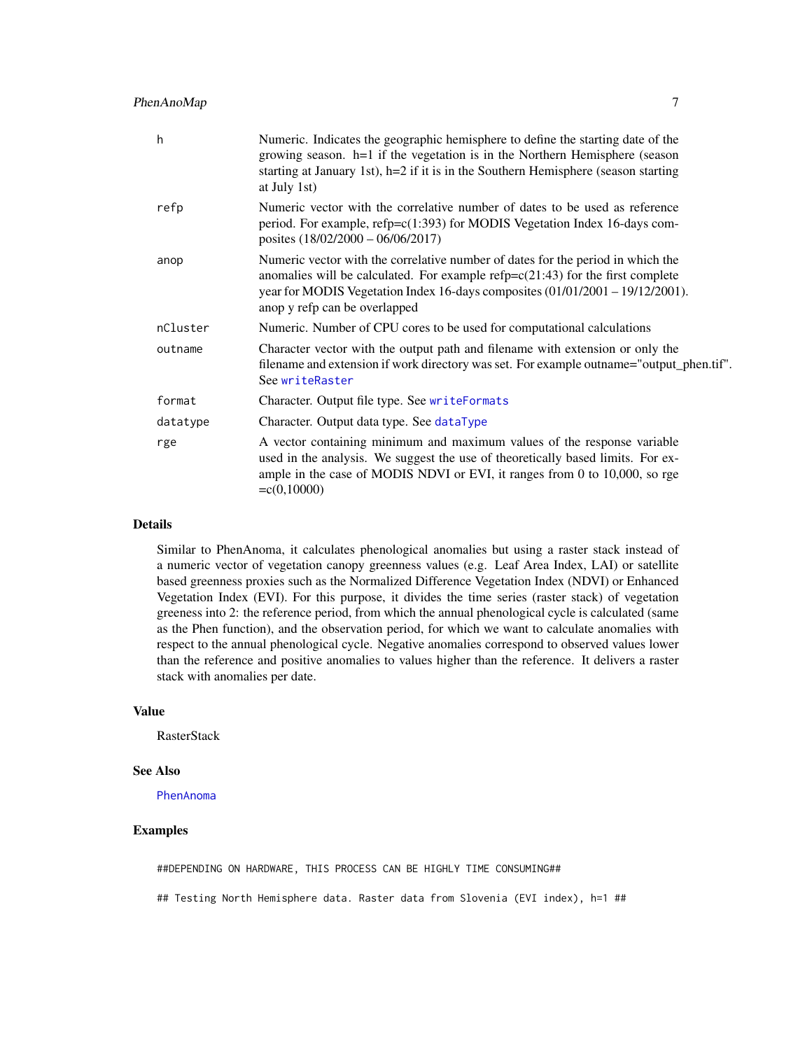| | |
|---|---|
| h | Numeric. Indicates the geographic hemisphere to define the starting date of the growing season. h=1 if the vegetation is in the Northern Hemisphere (season starting at January 1st), h=2 if it is in the Southern Hemisphere (season starting at July 1st) |
| refp | Numeric vector with the correlative number of dates to be used as reference period. For example, refp=c(1:393) for MODIS Vegetation Index 16-days composites (18/02/2000 – 06/06/2017) |
| anop | Numeric vector with the correlative number of dates for the period in which the anomalies will be calculated. For example refp=c(21:43) for the first complete year for MODIS Vegetation Index 16-days composites (01/01/2001 – 19/12/2001). anop y refp can be overlapped |
| nCluster | Numeric. Number of CPU cores to be used for computational calculations |
| outname | Character vector with the output path and filename with extension or only the filename and extension if work directory was set. For example outname="output_phen.tif". See `writeRaster` |
| format | Character. Output file type. See `writeFormats` |
| datatype | Character. Output data type. See `dataType` |
| rge | A vector containing minimum and maximum values of the response variable used in the analysis. We suggest the use of theoretically based limits. For example in the case of MODIS NDVI or EVI, it ranges from 0 to 10,000, so rge =c(0,10000) |

## Details

Similar to PhenAnoma, it calculates phenological anomalies but using a raster stack instead of a numeric vector of vegetation canopy greenness values (e.g. Leaf Area Index, LAI) or satellite based greenness proxies such as the Normalized Difference Vegetation Index (NDVI) or Enhanced Vegetation Index (EVI). For this purpose, it divides the time series (raster stack) of vegetation greeness into 2: the reference period, from which the annual phenological cycle is calculated (same as the Phen function), and the observation period, for which we want to calculate anomalies with respect to the annual phenological cycle. Negative anomalies correspond to observed values lower than the reference and positive anomalies to values higher than the reference. It delivers a raster stack with anomalies per date.

## Value

RasterStack

## See Also

`PhenAnoma`

## Examples

```
##DEPENDING ON HARDWARE, THIS PROCESS CAN BE HIGHLY TIME CONSUMING##

## Testing North Hemisphere data. Raster data from Slovenia (EVI index), h=1 ##
```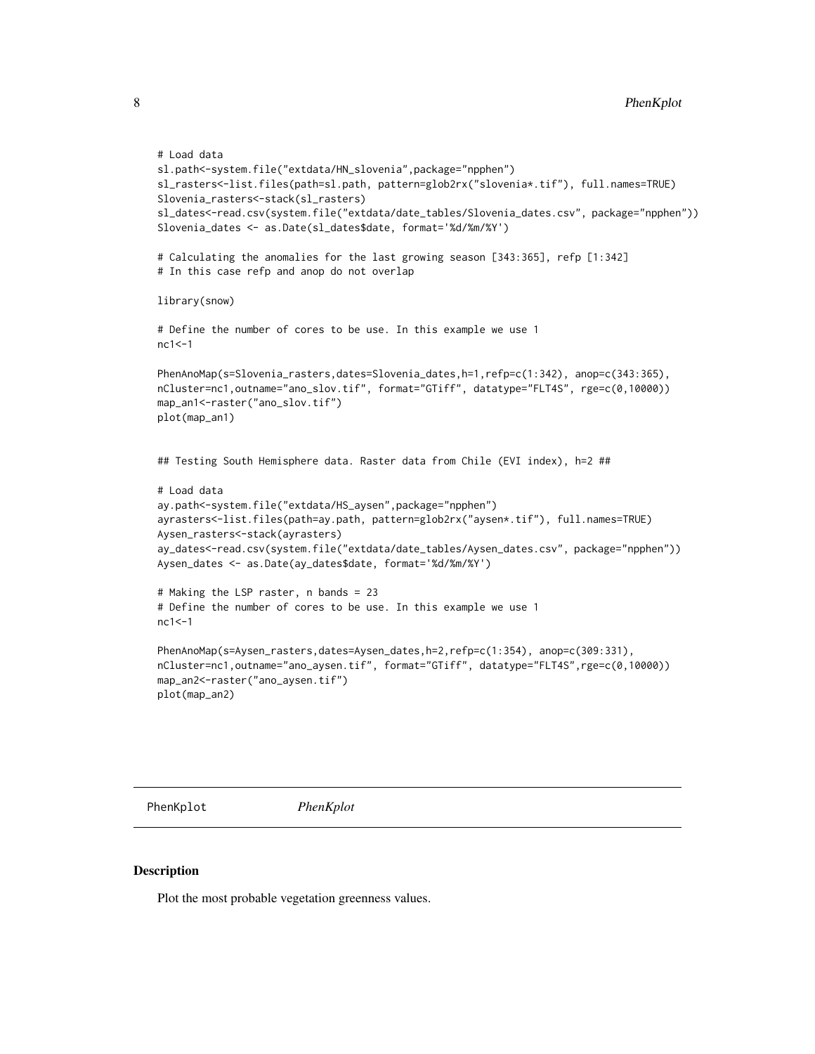```
# Load data
sl.path<-system.file("extdata/HN_slovenia",package="npphen")
sl_rasters<-list.files(path=sl.path, pattern=glob2rx("slovenia*.tif"), full.names=TRUE)
Slovenia_rasters<-stack(sl_rasters)
sl_dates<-read.csv(system.file("extdata/date_tables/Slovenia_dates.csv", package="npphen"))
Slovenia_dates <- as.Date(sl_dates$date, format='%d/%m/%Y')

# Calculating the anomalies for the last growing season [343:365], refp [1:342]
# In this case refp and anop do not overlap

library(snow)

# Define the number of cores to be use. In this example we use 1
nc1<-1

PhenAnoMap(s=Slovenia_rasters,dates=Slovenia_dates,h=1,refp=c(1:342), anop=c(343:365),
nCluster=nc1,outname="ano_slov.tif", format="GTiff", datatype="FLT4S", rge=c(0,10000))
map_an1<-raster("ano_slov.tif")
plot(map_an1)


## Testing South Hemisphere data. Raster data from Chile (EVI index), h=2 ##

# Load data
ay.path<-system.file("extdata/HS_aysen",package="npphen")
ayrasters<-list.files(path=ay.path, pattern=glob2rx("aysen*.tif"), full.names=TRUE)
Aysen_rasters<-stack(ayrasters)
ay_dates<-read.csv(system.file("extdata/date_tables/Aysen_dates.csv", package="npphen"))
Aysen_dates <- as.Date(ay_dates$date, format='%d/%m/%Y')

# Making the LSP raster, n bands = 23
# Define the number of cores to be use. In this example we use 1
nc1<-1

PhenAnoMap(s=Aysen_rasters,dates=Aysen_dates,h=2,refp=c(1:354), anop=c(309:331),
nCluster=nc1,outname="ano_aysen.tif", format="GTiff", datatype="FLT4S",rge=c(0,10000))
map_an2<-raster("ano_aysen.tif")
plot(map_an2)
```

## PhenKplot *PhenKplot*

### Description

Plot the most probable vegetation greenness values.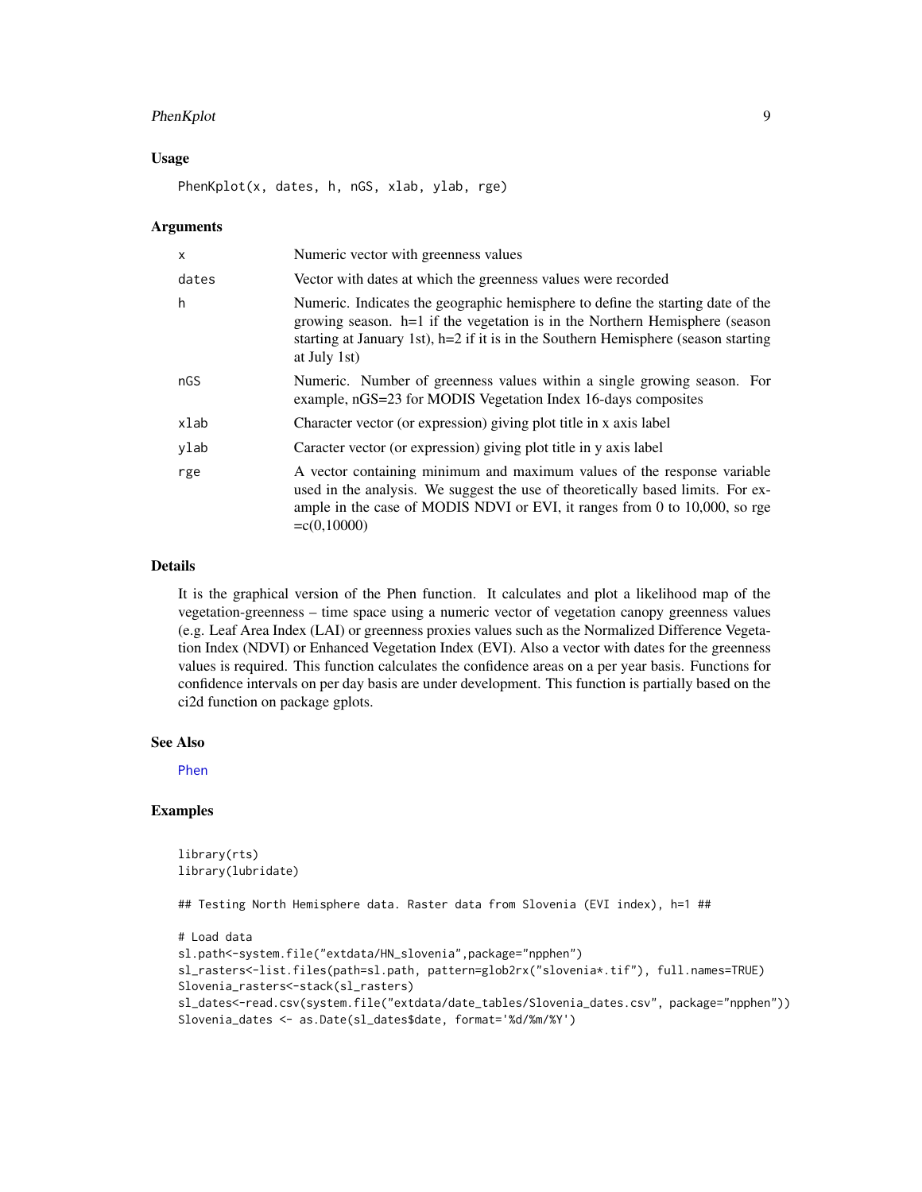### Usage

```
PhenKplot(x, dates, h, nGS, xlab, ylab, rge)
```

### Arguments

| | |
|---|---|
| x | Numeric vector with greenness values |
| dates | Vector with dates at which the greenness values were recorded |
| h | Numeric. Indicates the geographic hemisphere to define the starting date of the growing season. h=1 if the vegetation is in the Northern Hemisphere (season starting at January 1st), h=2 if it is in the Southern Hemisphere (season starting at July 1st) |
| nGS | Numeric. Number of greenness values within a single growing season. For example, nGS=23 for MODIS Vegetation Index 16-days composites |
| xlab | Character vector (or expression) giving plot title in x axis label |
| ylab | Caracter vector (or expression) giving plot title in y axis label |
| rge | A vector containing minimum and maximum values of the response variable used in the analysis. We suggest the use of theoretically based limits. For example in the case of MODIS NDVI or EVI, it ranges from 0 to 10,000, so rge =c(0,10000) |

### Details

It is the graphical version of the Phen function. It calculates and plot a likelihood map of the vegetation-greenness – time space using a numeric vector of vegetation canopy greenness values (e.g. Leaf Area Index (LAI) or greenness proxies values such as the Normalized Difference Vegetation Index (NDVI) or Enhanced Vegetation Index (EVI). Also a vector with dates for the greenness values is required. This function calculates the confidence areas on a per year basis. Functions for confidence intervals on per day basis are under development. This function is partially based on the ci2d function on package gplots.

### See Also

Phen

### Examples

```
library(rts)
library(lubridate)

## Testing North Hemisphere data. Raster data from Slovenia (EVI index), h=1 ##

# Load data
sl.path<-system.file("extdata/HN_slovenia",package="npphen")
sl_rasters<-list.files(path=sl.path, pattern=glob2rx("slovenia*.tif"), full.names=TRUE)
Slovenia_rasters<-stack(sl_rasters)
sl_dates<-read.csv(system.file("extdata/date_tables/Slovenia_dates.csv", package="npphen"))
Slovenia_dates <- as.Date(sl_dates$date, format='%d/%m/%Y')
```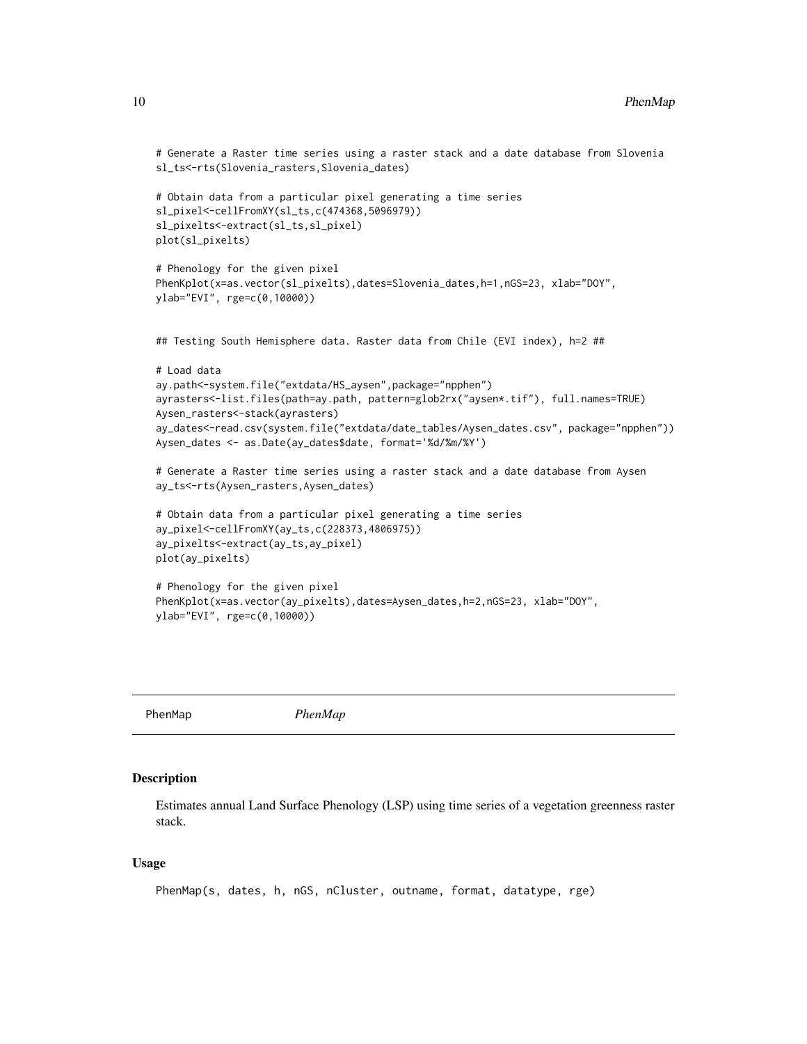```
# Generate a Raster time series using a raster stack and a date database from Slovenia
sl_ts<-rts(Slovenia_rasters,Slovenia_dates)

# Obtain data from a particular pixel generating a time series
sl_pixel<-cellFromXY(sl_ts,c(474368,5096979))
sl_pixelts<-extract(sl_ts,sl_pixel)
plot(sl_pixelts)

# Phenology for the given pixel
PhenKplot(x=as.vector(sl_pixelts),dates=Slovenia_dates,h=1,nGS=23, xlab="DOY",
ylab="EVI", rge=c(0,10000))


## Testing South Hemisphere data. Raster data from Chile (EVI index), h=2 ##

# Load data
ay.path<-system.file("extdata/HS_aysen",package="npphen")
ayrasters<-list.files(path=ay.path, pattern=glob2rx("aysen*.tif"), full.names=TRUE)
Aysen_rasters<-stack(ayrasters)
ay_dates<-read.csv(system.file("extdata/date_tables/Aysen_dates.csv", package="npphen"))
Aysen_dates <- as.Date(ay_dates$date, format='%d/%m/%Y')

# Generate a Raster time series using a raster stack and a date database from Aysen
ay_ts<-rts(Aysen_rasters,Aysen_dates)

# Obtain data from a particular pixel generating a time series
ay_pixel<-cellFromXY(ay_ts,c(228373,4806975))
ay_pixelts<-extract(ay_ts,ay_pixel)
plot(ay_pixelts)

# Phenology for the given pixel
PhenKplot(x=as.vector(ay_pixelts),dates=Aysen_dates,h=2,nGS=23, xlab="DOY",
ylab="EVI", rge=c(0,10000))
```

---

PhenMap *PhenMap*

---

### Description

Estimates annual Land Surface Phenology (LSP) using time series of a vegetation greenness raster stack.

### Usage

```
PhenMap(s, dates, h, nGS, nCluster, outname, format, datatype, rge)
```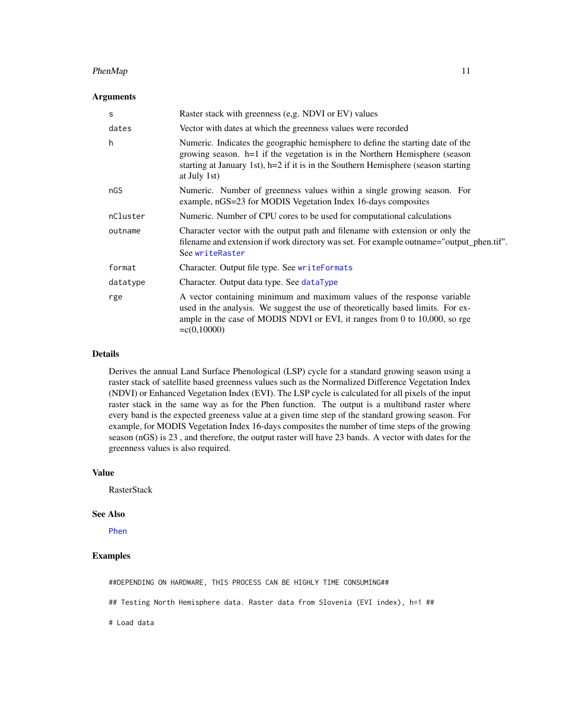### Arguments

| | |
|---|---|
| `s` | Raster stack with greenness (e,g. NDVI or EV) values |
| `dates` | Vector with dates at which the greenness values were recorded |
| `h` | Numeric. Indicates the geographic hemisphere to define the starting date of the growing season. h=1 if the vegetation is in the Northern Hemisphere (season starting at January 1st), h=2 if it is in the Southern Hemisphere (season starting at July 1st) |
| `nGS` | Numeric. Number of greenness values within a single growing season. For example, nGS=23 for MODIS Vegetation Index 16-days composites |
| `nCluster` | Numeric. Number of CPU cores to be used for computational calculations |
| `outname` | Character vector with the output path and filename with extension or only the filename and extension if work directory was set. For example outname="output_phen.tif". See `writeRaster` |
| `format` | Character. Output file type. See `writeFormats` |
| `datatype` | Character. Output data type. See `dataType` |
| `rge` | A vector containing minimum and maximum values of the response variable used in the analysis. We suggest the use of theoretically based limits. For example in the case of MODIS NDVI or EVI, it ranges from 0 to 10,000, so rge =c(0,10000) |

### Details

Derives the annual Land Surface Phenological (LSP) cycle for a standard growing season using a raster stack of satellite based greenness values such as the Normalized Difference Vegetation Index (NDVI) or Enhanced Vegetation Index (EVI). The LSP cycle is calculated for all pixels of the input raster stack in the same way as for the Phen function. The output is a multiband raster where every band is the expected greeness value at a given time step of the standard growing season. For example, for MODIS Vegetation Index 16-days composites the number of time steps of the growing season (nGS) is 23 , and therefore, the output raster will have 23 bands. A vector with dates for the greenness values is also required.

### Value

RasterStack

### See Also

`Phen`

### Examples

```
##DEPENDING ON HARDWARE, THIS PROCESS CAN BE HIGHLY TIME CONSUMING##

## Testing North Hemisphere data. Raster data from Slovenia (EVI index), h=1 ##

# Load data
```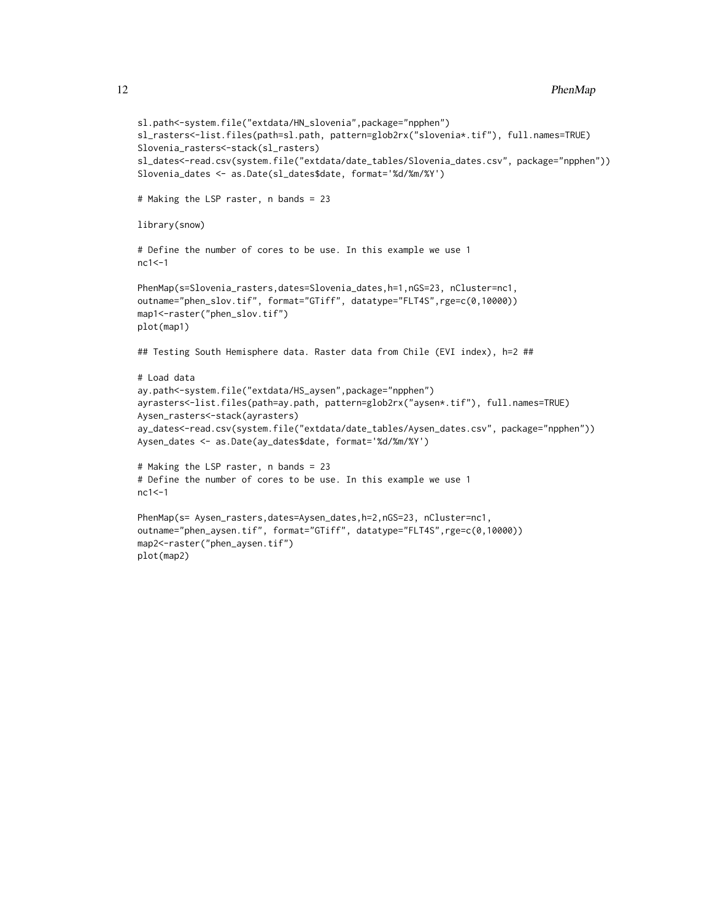```
sl.path<-system.file("extdata/HN_slovenia",package="npphen")
sl_rasters<-list.files(path=sl.path, pattern=glob2rx("slovenia*.tif"), full.names=TRUE)
Slovenia_rasters<-stack(sl_rasters)
sl_dates<-read.csv(system.file("extdata/date_tables/Slovenia_dates.csv", package="npphen"))
Slovenia_dates <- as.Date(sl_dates$date, format='%d/%m/%Y')

# Making the LSP raster, n bands = 23

library(snow)

# Define the number of cores to be use. In this example we use 1
nc1<-1

PhenMap(s=Slovenia_rasters,dates=Slovenia_dates,h=1,nGS=23, nCluster=nc1,
outname="phen_slov.tif", format="GTiff", datatype="FLT4S",rge=c(0,10000))
map1<-raster("phen_slov.tif")
plot(map1)

## Testing South Hemisphere data. Raster data from Chile (EVI index), h=2 ##

# Load data
ay.path<-system.file("extdata/HS_aysen",package="npphen")
ayrasters<-list.files(path=ay.path, pattern=glob2rx("aysen*.tif"), full.names=TRUE)
Aysen_rasters<-stack(ayrasters)
ay_dates<-read.csv(system.file("extdata/date_tables/Aysen_dates.csv", package="npphen"))
Aysen_dates <- as.Date(ay_dates$date, format='%d/%m/%Y')

# Making the LSP raster, n bands = 23
# Define the number of cores to be use. In this example we use 1
nc1<-1

PhenMap(s= Aysen_rasters,dates=Aysen_dates,h=2,nGS=23, nCluster=nc1,
outname="phen_aysen.tif", format="GTiff", datatype="FLT4S",rge=c(0,10000))
map2<-raster("phen_aysen.tif")
plot(map2)
```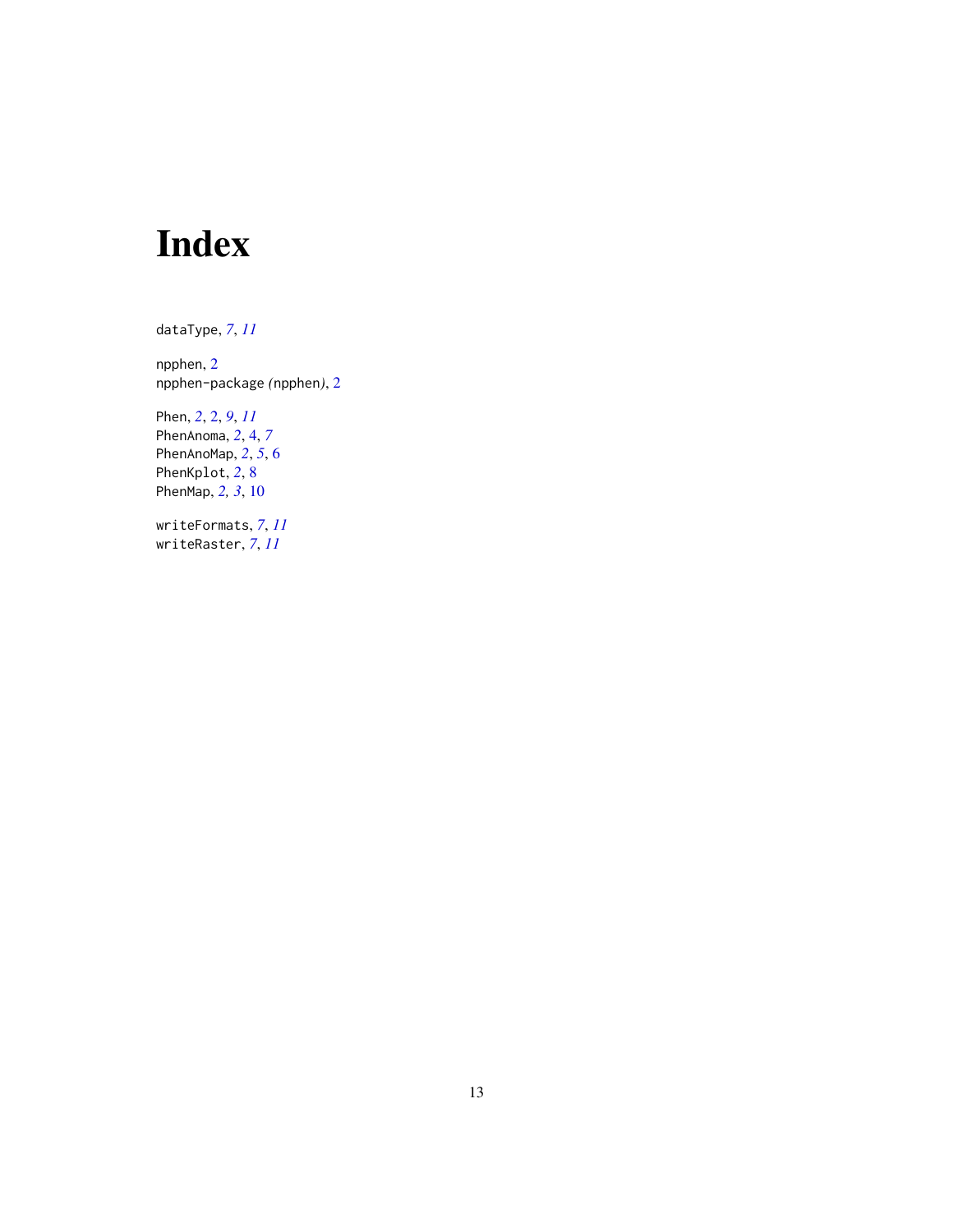# Index

dataType, *7*, *11*

npphen, 2
npphen-package *(*npphen*)*, 2

Phen, *2*, 2, *9*, *11*
PhenAnoma, *2*, 4, *7*
PhenAnoMap, *2*, *5*, 6
PhenKplot, *2*, 8
PhenMap, *2, 3*, 10

writeFormats, *7*, *11*
writeRaster, *7*, *11*